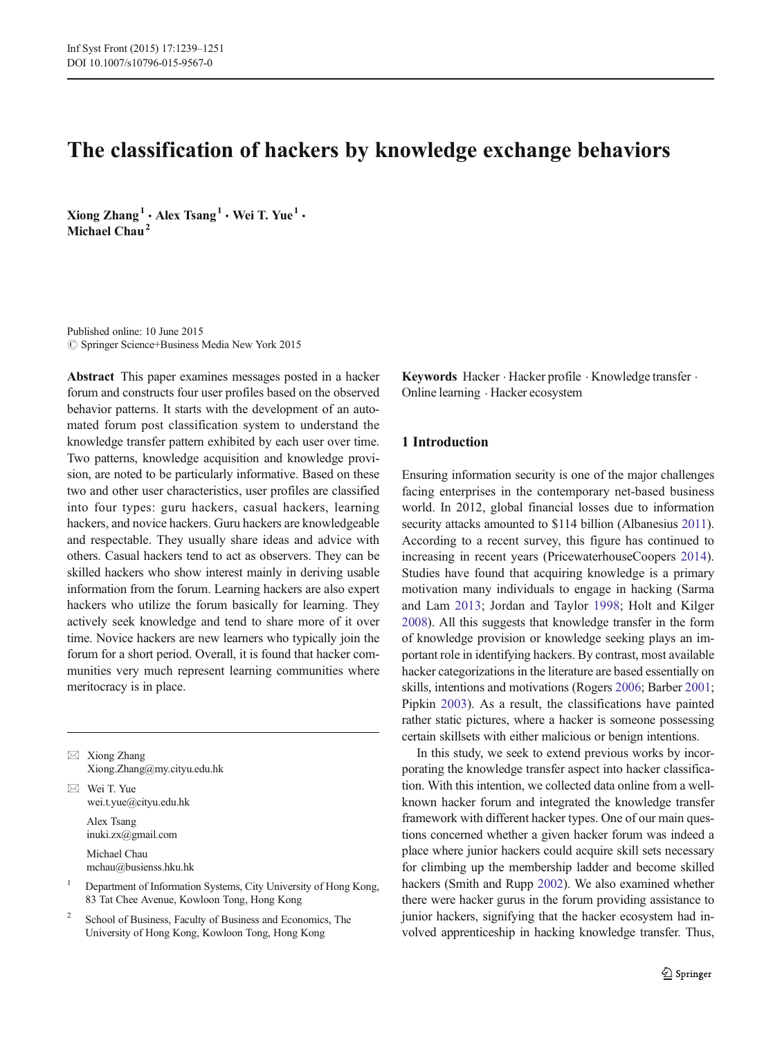# The classification of hackers by knowledge exchange behaviors

**Xiong Zhang**[1] **· Alex Tsang**[1] **· Wei T. Yue**[1] **· Michael Chau**[2]

Published online: 10 June 2015
© Springer Science+Business Media New York 2015

**Abstract** This paper examines messages posted in a hacker forum and constructs four user profiles based on the observed behavior patterns. It starts with the development of an automated forum post classification system to understand the knowledge transfer pattern exhibited by each user over time. Two patterns, knowledge acquisition and knowledge provision, are noted to be particularly informative. Based on these two and other user characteristics, user profiles are classified into four types: guru hackers, casual hackers, learning hackers, and novice hackers. Guru hackers are knowledgeable and respectable. They usually share ideas and advice with others. Casual hackers tend to act as observers. They can be skilled hackers who show interest mainly in deriving usable information from the forum. Learning hackers are also expert hackers who utilize the forum basically for learning. They actively seek knowledge and tend to share more of it over time. Novice hackers are new learners who typically join the forum for a short period. Overall, it is found that hacker communities very much represent learning communities where meritocracy is in place.

✉ Xiong Zhang
Xiong.Zhang@my.cityu.edu.hk

✉ Wei T. Yue
wei.t.yue@cityu.edu.hk

Alex Tsang
inuki.zx@gmail.com

Michael Chau
mchau@busienss.hku.hk

[1] Department of Information Systems, City University of Hong Kong, 83 Tat Chee Avenue, Kowloon Tong, Hong Kong

[2] School of Business, Faculty of Business and Economics, The University of Hong Kong, Kowloon Tong, Hong Kong

**Keywords** Hacker · Hacker profile · Knowledge transfer · Online learning · Hacker ecosystem

## 1 Introduction

Ensuring information security is one of the major challenges facing enterprises in the contemporary net-based business world. In 2012, global financial losses due to information security attacks amounted to $114 billion (Albanesius 2011). According to a recent survey, this figure has continued to increasing in recent years (PricewaterhouseCoopers 2014). Studies have found that acquiring knowledge is a primary motivation many individuals to engage in hacking (Sarma and Lam 2013; Jordan and Taylor 1998; Holt and Kilger 2008). All this suggests that knowledge transfer in the form of knowledge provision or knowledge seeking plays an important role in identifying hackers. By contrast, most available hacker categorizations in the literature are based essentially on skills, intentions and motivations (Rogers 2006; Barber 2001; Pipkin 2003). As a result, the classifications have painted rather static pictures, where a hacker is someone possessing certain skillsets with either malicious or benign intentions.

In this study, we seek to extend previous works by incorporating the knowledge transfer aspect into hacker classification. With this intention, we collected data online from a well-known hacker forum and integrated the knowledge transfer framework with different hacker types. One of our main questions concerned whether a given hacker forum was indeed a place where junior hackers could acquire skill sets necessary for climbing up the membership ladder and become skilled hackers (Smith and Rupp 2002). We also examined whether there were hacker gurus in the forum providing assistance to junior hackers, signifying that the hacker ecosystem had involved apprenticeship in hacking knowledge transfer. Thus,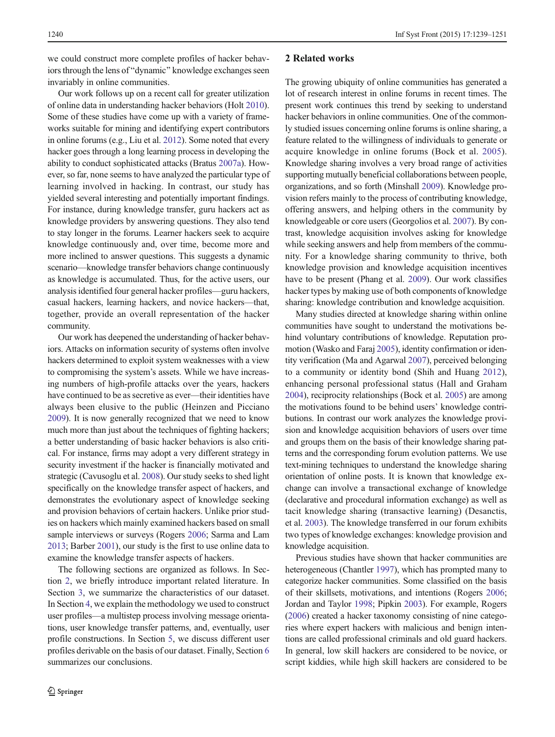we could construct more complete profiles of hacker behaviors through the lens of "dynamic" knowledge exchanges seen invariably in online communities.

Our work follows up on a recent call for greater utilization of online data in understanding hacker behaviors (Holt 2010). Some of these studies have come up with a variety of frameworks suitable for mining and identifying expert contributors in online forums (e.g., Liu et al. 2012). Some noted that every hacker goes through a long learning process in developing the ability to conduct sophisticated attacks (Bratus 2007a). However, so far, none seems to have analyzed the particular type of learning involved in hacking. In contrast, our study has yielded several interesting and potentially important findings. For instance, during knowledge transfer, guru hackers act as knowledge providers by answering questions. They also tend to stay longer in the forums. Learner hackers seek to acquire knowledge continuously and, over time, become more and more inclined to answer questions. This suggests a dynamic scenario—knowledge transfer behaviors change continuously as knowledge is accumulated. Thus, for the active users, our analysis identified four general hacker profiles—guru hackers, casual hackers, learning hackers, and novice hackers—that, together, provide an overall representation of the hacker community.

Our work has deepened the understanding of hacker behaviors. Attacks on information security of systems often involve hackers determined to exploit system weaknesses with a view to compromising the system's assets. While we have increasing numbers of high-profile attacks over the years, hackers have continued to be as secretive as ever—their identities have always been elusive to the public (Heinzen and Picciano 2009). It is now generally recognized that we need to know much more than just about the techniques of fighting hackers; a better understanding of basic hacker behaviors is also critical. For instance, firms may adopt a very different strategy in security investment if the hacker is financially motivated and strategic (Cavusoglu et al. 2008). Our study seeks to shed light specifically on the knowledge transfer aspect of hackers, and demonstrates the evolutionary aspect of knowledge seeking and provision behaviors of certain hackers. Unlike prior studies on hackers which mainly examined hackers based on small sample interviews or surveys (Rogers 2006; Sarma and Lam 2013; Barber 2001), our study is the first to use online data to examine the knowledge transfer aspects of hackers.

The following sections are organized as follows. In Section 2, we briefly introduce important related literature. In Section 3, we summarize the characteristics of our dataset. In Section 4, we explain the methodology we used to construct user profiles—a multistep process involving message orientations, user knowledge transfer patterns, and, eventually, user profile constructions. In Section 5, we discuss different user profiles derivable on the basis of our dataset. Finally, Section 6 summarizes our conclusions.

## 2 Related works

The growing ubiquity of online communities has generated a lot of research interest in online forums in recent times. The present work continues this trend by seeking to understand hacker behaviors in online communities. One of the commonly studied issues concerning online forums is online sharing, a feature related to the willingness of individuals to generate or acquire knowledge in online forums (Bock et al. 2005). Knowledge sharing involves a very broad range of activities supporting mutually beneficial collaborations between people, organizations, and so forth (Minshall 2009). Knowledge provision refers mainly to the process of contributing knowledge, offering answers, and helping others in the community by knowledgeable or core users (Georgolios et al. 2007). By contrast, knowledge acquisition involves asking for knowledge while seeking answers and help from members of the community. For a knowledge sharing community to thrive, both knowledge provision and knowledge acquisition incentives have to be present (Phang et al. 2009). Our work classifies hacker types by making use of both components of knowledge sharing: knowledge contribution and knowledge acquisition.

Many studies directed at knowledge sharing within online communities have sought to understand the motivations behind voluntary contributions of knowledge. Reputation promotion (Wasko and Faraj 2005), identity confirmation or identity verification (Ma and Agarwal 2007), perceived belonging to a community or identity bond (Shih and Huang 2012), enhancing personal professional status (Hall and Graham 2004), reciprocity relationships (Bock et al. 2005) are among the motivations found to be behind users' knowledge contributions. In contrast our work analyzes the knowledge provision and knowledge acquisition behaviors of users over time and groups them on the basis of their knowledge sharing patterns and the corresponding forum evolution patterns. We use text-mining techniques to understand the knowledge sharing orientation of online posts. It is known that knowledge exchange can involve a transactional exchange of knowledge (declarative and procedural information exchange) as well as tacit knowledge sharing (transactive learning) (Desanctis, et al. 2003). The knowledge transferred in our forum exhibits two types of knowledge exchanges: knowledge provision and knowledge acquisition.

Previous studies have shown that hacker communities are heterogeneous (Chantler 1997), which has prompted many to categorize hacker communities. Some classified on the basis of their skillsets, motivations, and intentions (Rogers 2006; Jordan and Taylor 1998; Pipkin 2003). For example, Rogers (2006) created a hacker taxonomy consisting of nine categories where expert hackers with malicious and benign intentions are called professional criminals and old guard hackers. In general, low skill hackers are considered to be novice, or script kiddies, while high skill hackers are considered to be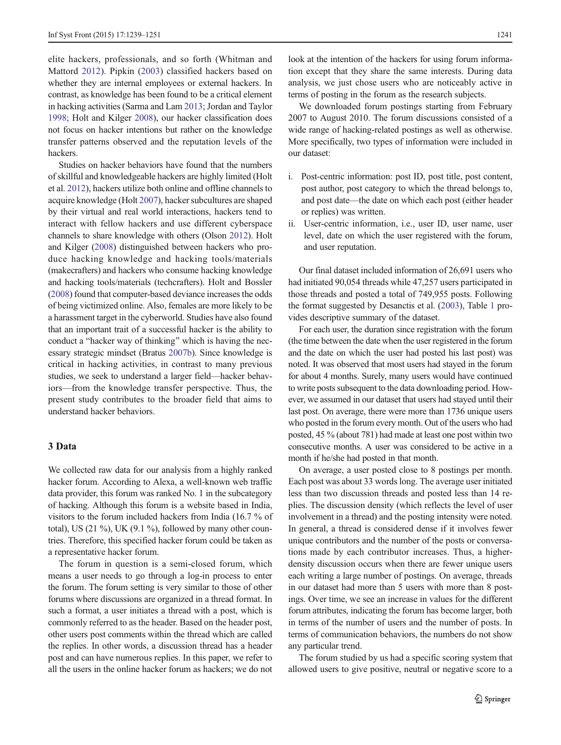elite hackers, professionals, and so forth (Whitman and Mattord 2012). Pipkin (2003) classified hackers based on whether they are internal employees or external hackers. In contrast, as knowledge has been found to be a critical element in hacking activities (Sarma and Lam 2013; Jordan and Taylor 1998; Holt and Kilger 2008), our hacker classification does not focus on hacker intentions but rather on the knowledge transfer patterns observed and the reputation levels of the hackers.

Studies on hacker behaviors have found that the numbers of skillful and knowledgeable hackers are highly limited (Holt et al. 2012), hackers utilize both online and offline channels to acquire knowledge (Holt 2007), hacker subcultures are shaped by their virtual and real world interactions, hackers tend to interact with fellow hackers and use different cyberspace channels to share knowledge with others (Olson 2012). Holt and Kilger (2008) distinguished between hackers who produce hacking knowledge and hacking tools/materials (makecrafters) and hackers who consume hacking knowledge and hacking tools/materials (techcrafters). Holt and Bossler (2008) found that computer-based deviance increases the odds of being victimized online. Also, females are more likely to be a harassment target in the cyberworld. Studies have also found that an important trait of a successful hacker is the ability to conduct a "hacker way of thinking" which is having the necessary strategic mindset (Bratus 2007b). Since knowledge is critical in hacking activities, in contrast to many previous studies, we seek to understand a larger field—hacker behaviors—from the knowledge transfer perspective. Thus, the present study contributes to the broader field that aims to understand hacker behaviors.

## 3 Data

We collected raw data for our analysis from a highly ranked hacker forum. According to Alexa, a well-known web traffic data provider, this forum was ranked No. 1 in the subcategory of hacking. Although this forum is a website based in India, visitors to the forum included hackers from India (16.7 % of total), US (21 %), UK (9.1 %), followed by many other countries. Therefore, this specified hacker forum could be taken as a representative hacker forum.

The forum in question is a semi-closed forum, which means a user needs to go through a log-in process to enter the forum. The forum setting is very similar to those of other forums where discussions are organized in a thread format. In such a format, a user initiates a thread with a post, which is commonly referred to as the header. Based on the header post, other users post comments within the thread which are called the replies. In other words, a discussion thread has a header post and can have numerous replies. In this paper, we refer to all the users in the online hacker forum as hackers; we do not look at the intention of the hackers for using forum information except that they share the same interests. During data analysis, we just chose users who are noticeably active in terms of posting in the forum as the research subjects.

We downloaded forum postings starting from February 2007 to August 2010. The forum discussions consisted of a wide range of hacking-related postings as well as otherwise. More specifically, two types of information were included in our dataset:

i. Post-centric information: post ID, post title, post content, post author, post category to which the thread belongs to, and post date—the date on which each post (either header or replies) was written.
ii. User-centric information, i.e., user ID, user name, user level, date on which the user registered with the forum, and user reputation.

Our final dataset included information of 26,691 users who had initiated 90,054 threads while 47,257 users participated in those threads and posted a total of 749,955 posts. Following the format suggested by Desanctis et al. (2003), Table 1 provides descriptive summary of the dataset.

For each user, the duration since registration with the forum (the time between the date when the user registered in the forum and the date on which the user had posted his last post) was noted. It was observed that most users had stayed in the forum for about 4 months. Surely, many users would have continued to write posts subsequent to the data downloading period. However, we assumed in our dataset that users had stayed until their last post. On average, there were more than 1736 unique users who posted in the forum every month. Out of the users who had posted, 45 % (about 781) had made at least one post within two consecutive months. A user was considered to be active in a month if he/she had posted in that month.

On average, a user posted close to 8 postings per month. Each post was about 33 words long. The average user initiated less than two discussion threads and posted less than 14 replies. The discussion density (which reflects the level of user involvement in a thread) and the posting intensity were noted. In general, a thread is considered dense if it involves fewer unique contributors and the number of the posts or conversations made by each contributor increases. Thus, a higher-density discussion occurs when there are fewer unique users each writing a large number of postings. On average, threads in our dataset had more than 5 users with more than 8 postings. Over time, we see an increase in values for the different forum attributes, indicating the forum has become larger, both in terms of the number of users and the number of posts. In terms of communication behaviors, the numbers do not show any particular trend.

The forum studied by us had a specific scoring system that allowed users to give positive, neutral or negative score to a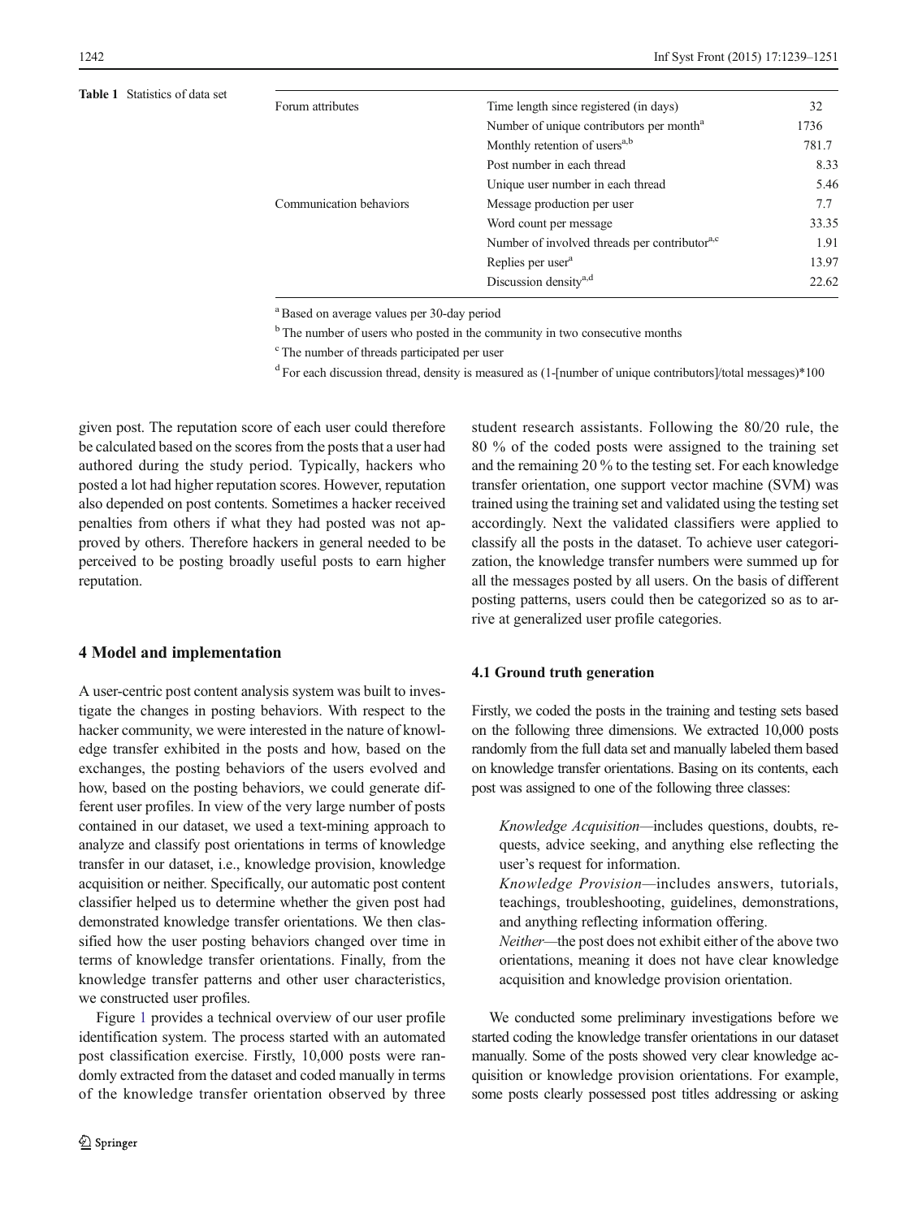**Table 1** Statistics of data set

| | | |
|---|---|---|
| Forum attributes | Time length since registered (in days) | 32 |
| | Number of unique contributors per month[a] | 1736 |
| | Monthly retention of users[a,b] | 781.7 |
| | Post number in each thread | 8.33 |
| | Unique user number in each thread | 5.46 |
| Communication behaviors | Message production per user | 7.7 |
| | Word count per message | 33.35 |
| | Number of involved threads per contributor[a,c] | 1.91 |
| | Replies per user[a] | 13.97 |
| | Discussion density[a,d] | 22.62 |

[a] Based on average values per 30-day period

[b] The number of users who posted in the community in two consecutive months

[c] The number of threads participated per user

[d] For each discussion thread, density is measured as (1-[number of unique contributors]/total messages)*100

given post. The reputation score of each user could therefore be calculated based on the scores from the posts that a user had authored during the study period. Typically, hackers who posted a lot had higher reputation scores. However, reputation also depended on post contents. Sometimes a hacker received penalties from others if what they had posted was not approved by others. Therefore hackers in general needed to be perceived to be posting broadly useful posts to earn higher reputation.

## 4 Model and implementation

A user-centric post content analysis system was built to investigate the changes in posting behaviors. With respect to the hacker community, we were interested in the nature of knowledge transfer exhibited in the posts and how, based on the exchanges, the posting behaviors of the users evolved and how, based on the posting behaviors, we could generate different user profiles. In view of the very large number of posts contained in our dataset, we used a text-mining approach to analyze and classify post orientations in terms of knowledge transfer in our dataset, i.e., knowledge provision, knowledge acquisition or neither. Specifically, our automatic post content classifier helped us to determine whether the given post had demonstrated knowledge transfer orientations. We then classified how the user posting behaviors changed over time in terms of knowledge transfer orientations. Finally, from the knowledge transfer patterns and other user characteristics, we constructed user profiles.

Figure 1 provides a technical overview of our user profile identification system. The process started with an automated post classification exercise. Firstly, 10,000 posts were randomly extracted from the dataset and coded manually in terms of the knowledge transfer orientation observed by three student research assistants. Following the 80/20 rule, the 80 % of the coded posts were assigned to the training set and the remaining 20 % to the testing set. For each knowledge transfer orientation, one support vector machine (SVM) was trained using the training set and validated using the testing set accordingly. Next the validated classifiers were applied to classify all the posts in the dataset. To achieve user categorization, the knowledge transfer numbers were summed up for all the messages posted by all users. On the basis of different posting patterns, users could then be categorized so as to arrive at generalized user profile categories.

### 4.1 Ground truth generation

Firstly, we coded the posts in the training and testing sets based on the following three dimensions. We extracted 10,000 posts randomly from the full data set and manually labeled them based on knowledge transfer orientations. Basing on its contents, each post was assigned to one of the following three classes:

> *Knowledge Acquisition*—includes questions, doubts, requests, advice seeking, and anything else reflecting the user's request for information.
>
> *Knowledge Provision*—includes answers, tutorials, teachings, troubleshooting, guidelines, demonstrations, and anything reflecting information offering.
>
> *Neither*—the post does not exhibit either of the above two orientations, meaning it does not have clear knowledge acquisition and knowledge provision orientation.

We conducted some preliminary investigations before we started coding the knowledge transfer orientations in our dataset manually. Some of the posts showed very clear knowledge acquisition or knowledge provision orientations. For example, some posts clearly possessed post titles addressing or asking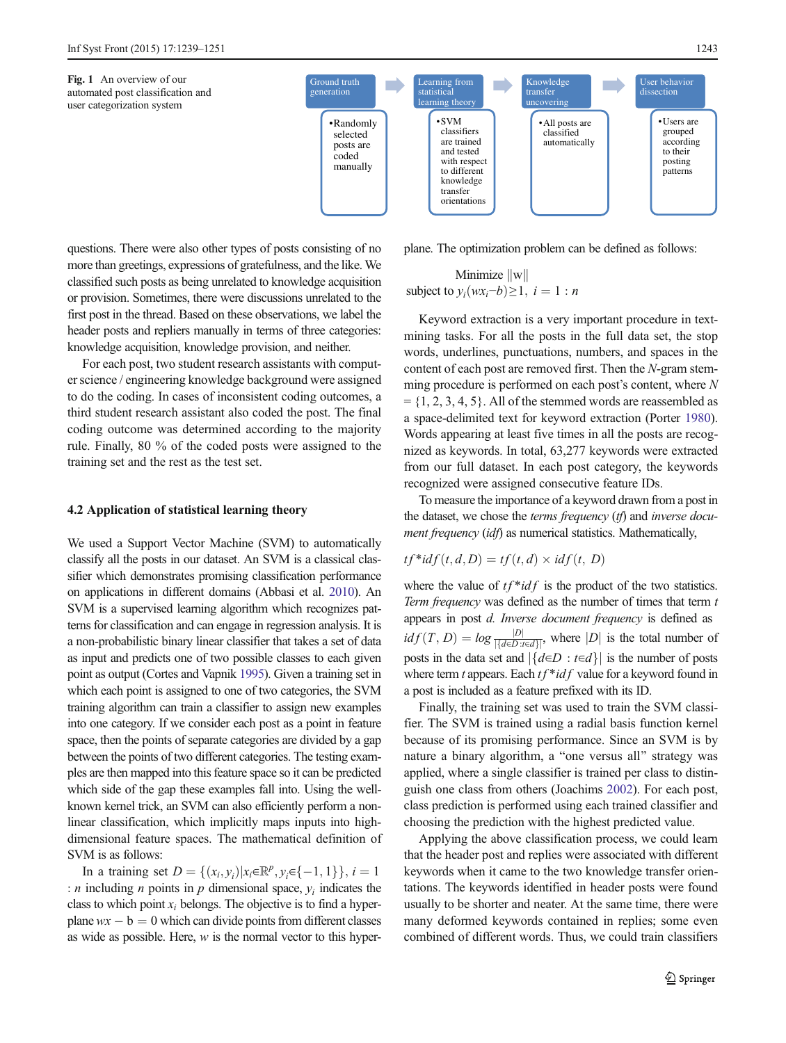**Fig. 1** An overview of our automated post classification and user categorization system

| Ground truth generation | Learning from statistical learning theory | Knowledge transfer uncovering | User behavior dissection |
|---|---|---|---|
| • Randomly selected posts are coded manually | • SVM classifiers are trained and tested with respect to different knowledge transfer orientations | • All posts are classified automatically | • Users are grouped according to their posting patterns |

questions. There were also other types of posts consisting of no more than greetings, expressions of gratefulness, and the like. We classified such posts as being unrelated to knowledge acquisition or provision. Sometimes, there were discussions unrelated to the first post in the thread. Based on these observations, we label the header posts and repliers manually in terms of three categories: knowledge acquisition, knowledge provision, and neither.

For each post, two student research assistants with computer science / engineering knowledge background were assigned to do the coding. In cases of inconsistent coding outcomes, a third student research assistant also coded the post. The final coding outcome was determined according to the majority rule. Finally, 80 % of the coded posts were assigned to the training set and the rest as the test set.

### 4.2 Application of statistical learning theory

We used a Support Vector Machine (SVM) to automatically classify all the posts in our dataset. An SVM is a classical classifier which demonstrates promising classification performance on applications in different domains (Abbasi et al. 2010). An SVM is a supervised learning algorithm which recognizes patterns for classification and can engage in regression analysis. It is a non-probabilistic binary linear classifier that takes a set of data as input and predicts one of two possible classes to each given point as output (Cortes and Vapnik 1995). Given a training set in which each point is assigned to one of two categories, the SVM training algorithm can train a classifier to assign new examples into one category. If we consider each post as a point in feature space, then the points of separate categories are divided by a gap between the points of two different categories. The testing examples are then mapped into this feature space so it can be predicted which side of the gap these examples fall into. Using the well-known kernel trick, an SVM can also efficiently perform a non-linear classification, which implicitly maps inputs into high-dimensional feature spaces. The mathematical definition of SVM is as follows:

In a training set $D=\{(x_i,y_i)|x_i\in\mathbb{R}^p, y_i\in\{-1,1\}\}, i=1:n$ including $n$ points in $p$ dimensional space, $y_i$ indicates the class to which point $x_i$ belongs. The objective is to find a hyperplane $wx-b=0$ which can divide points from different classes as wide as possible. Here, $w$ is the normal vector to this hyperplane. The optimization problem can be defined as follows:

$$\text{Minimize } \|w\|$$
$$\text{subject to } y_i(wx_i-b)\geq 1,\ i=1:n$$

Keyword extraction is a very important procedure in text-mining tasks. For all the posts in the full data set, the stop words, underlines, punctuations, numbers, and spaces in the content of each post are removed first. Then the $N$-gram stemming procedure is performed on each post's content, where $N=\{1,2,3,4,5\}$. All of the stemmed words are reassembled as a space-delimited text for keyword extraction (Porter 1980). Words appearing at least five times in all the posts are recognized as keywords. In total, 63,277 keywords were extracted from our full dataset. In each post category, the keywords recognized were assigned consecutive feature IDs.

To measure the importance of a keyword drawn from a post in the dataset, we chose the *terms frequency* (*tf*) and *inverse document frequency* (*idf*) as numerical statistics. Mathematically,

$$tf{*}idf(t,d,D)=tf(t,d)\times idf(t,D)$$

where the value of $tf{*}idf$ is the product of the two statistics. *Term frequency* was defined as the number of times that term $t$ appears in post $d$. *Inverse document frequency* is defined as $idf(T,D)=log\frac{|D|}{|\{d\in D: t\in d\}|}$, where $|D|$ is the total number of posts in the data set and $|\{d\in D: t\in d\}|$ is the number of posts where term $t$ appears. Each $tf{*}idf$ value for a keyword found in a post is included as a feature prefixed with its ID.

Finally, the training set was used to train the SVM classifier. The SVM is trained using a radial basis function kernel because of its promising performance. Since an SVM is by nature a binary algorithm, a "one versus all" strategy was applied, where a single classifier is trained per class to distinguish one class from others (Joachims 2002). For each post, class prediction is performed using each trained classifier and choosing the prediction with the highest predicted value.

Applying the above classification process, we could learn that the header post and replies were associated with different keywords when it came to the two knowledge transfer orientations. The keywords identified in header posts were found usually to be shorter and neater. At the same time, there were many deformed keywords contained in replies; some even combined of different words. Thus, we could train classifiers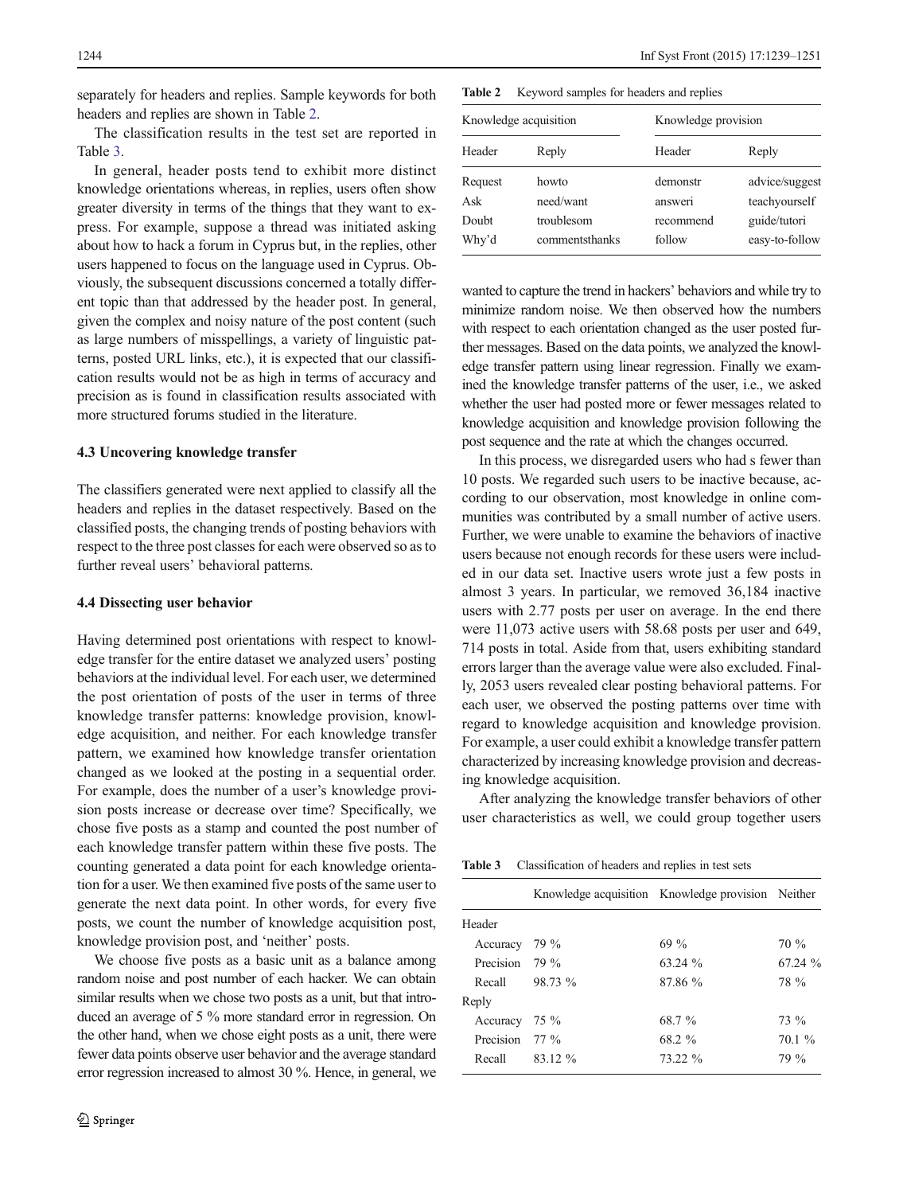separately for headers and replies. Sample keywords for both headers and replies are shown in Table 2.

The classification results in the test set are reported in Table 3.

In general, header posts tend to exhibit more distinct knowledge orientations whereas, in replies, users often show greater diversity in terms of the things that they want to express. For example, suppose a thread was initiated asking about how to hack a forum in Cyprus but, in the replies, other users happened to focus on the language used in Cyprus. Obviously, the subsequent discussions concerned a totally different topic than that addressed by the header post. In general, given the complex and noisy nature of the post content (such as large numbers of misspellings, a variety of linguistic patterns, posted URL links, etc.), it is expected that our classification results would not be as high in terms of accuracy and precision as is found in classification results associated with more structured forums studied in the literature.

### 4.3 Uncovering knowledge transfer

The classifiers generated were next applied to classify all the headers and replies in the dataset respectively. Based on the classified posts, the changing trends of posting behaviors with respect to the three post classes for each were observed so as to further reveal users' behavioral patterns.

### 4.4 Dissecting user behavior

Having determined post orientations with respect to knowledge transfer for the entire dataset we analyzed users' posting behaviors at the individual level. For each user, we determined the post orientation of posts of the user in terms of three knowledge transfer patterns: knowledge provision, knowledge acquisition, and neither. For each knowledge transfer pattern, we examined how knowledge transfer orientation changed as we looked at the posting in a sequential order. For example, does the number of a user's knowledge provision posts increase or decrease over time? Specifically, we chose five posts as a stamp and counted the post number of each knowledge transfer pattern within these five posts. The counting generated a data point for each knowledge orientation for a user. We then examined five posts of the same user to generate the next data point. In other words, for every five posts, we count the number of knowledge acquisition post, knowledge provision post, and 'neither' posts.

We choose five posts as a basic unit as a balance among random noise and post number of each hacker. We can obtain similar results when we chose two posts as a unit, but that introduced an average of 5 % more standard error in regression. On the other hand, when we chose eight posts as a unit, there were fewer data points observe user behavior and the average standard error regression increased to almost 30 %. Hence, in general, we wanted to capture the trend in hackers' behaviors and while try to minimize random noise. We then observed how the numbers with respect to each orientation changed as the user posted further messages. Based on the data points, we analyzed the knowledge transfer pattern using linear regression. Finally we examined the knowledge transfer patterns of the user, i.e., we asked whether the user had posted more or fewer messages related to knowledge acquisition and knowledge provision following the post sequence and the rate at which the changes occurred.

In this process, we disregarded users who had s fewer than 10 posts. We regarded such users to be inactive because, according to our observation, most knowledge in online communities was contributed by a small number of active users. Further, we were unable to examine the behaviors of inactive users because not enough records for these users were included in our data set. Inactive users wrote just a few posts in almost 3 years. In particular, we removed 36,184 inactive users with 2.77 posts per user on average. In the end there were 11,073 active users with 58.68 posts per user and 649, 714 posts in total. Aside from that, users exhibiting standard errors larger than the average value were also excluded. Finally, 2053 users revealed clear posting behavioral patterns. For each user, we observed the posting patterns over time with regard to knowledge acquisition and knowledge provision. For example, a user could exhibit a knowledge transfer pattern characterized by increasing knowledge provision and decreasing knowledge acquisition.

After analyzing the knowledge transfer behaviors of other user characteristics as well, we could group together users

**Table 2** Keyword samples for headers and replies

| Knowledge acquisition | | Knowledge provision | |
|---|---|---|---|
| Header | Reply | Header | Reply |
| Request | howto | demonstr | advice/suggest |
| Ask | need/want | answeri | teachyourself |
| Doubt | troublesom | recommend | guide/tutori |
| Why'd | commentsthanks | follow | easy-to-follow |

**Table 3** Classification of headers and replies in test sets

| | Knowledge acquisition | Knowledge provision | Neither |
|---|---|---|---|
| Header | | | |
| Accuracy | 79 % | 69 % | 70 % |
| Precision | 79 % | 63.24 % | 67.24 % |
| Recall | 98.73 % | 87.86 % | 78 % |
| Reply | | | |
| Accuracy | 75 % | 68.7 % | 73 % |
| Precision | 77 % | 68.2 % | 70.1 % |
| Recall | 83.12 % | 73.22 % | 79 % |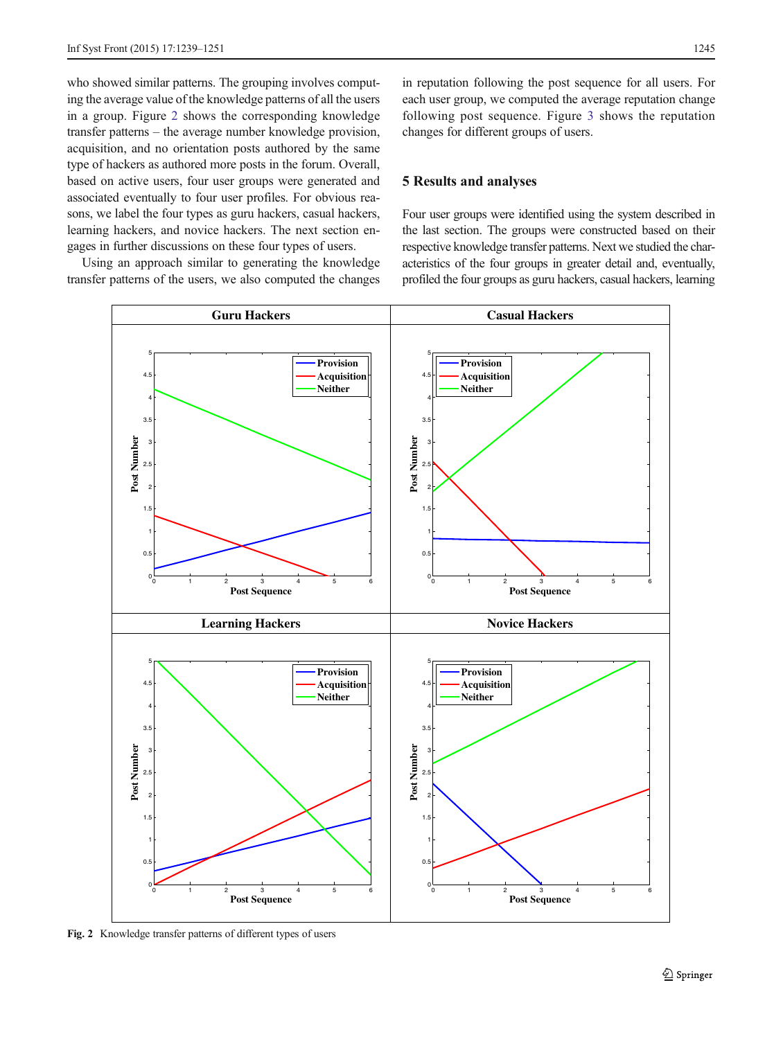who showed similar patterns. The grouping involves computing the average value of the knowledge patterns of all the users in a group. Figure 2 shows the corresponding knowledge transfer patterns – the average number knowledge provision, acquisition, and no orientation posts authored by the same type of hackers as authored more posts in the forum. Overall, based on active users, four user groups were generated and associated eventually to four user profiles. For obvious reasons, we label the four types as guru hackers, casual hackers, learning hackers, and novice hackers. The next section engages in further discussions on these four types of users.

Using an approach similar to generating the knowledge transfer patterns of the users, we also computed the changes in reputation following the post sequence for all users. For each user group, we computed the average reputation change following post sequence. Figure 3 shows the reputation changes for different groups of users.

## 5 Results and analyses

Four user groups were identified using the system described in the last section. The groups were constructed based on their respective knowledge transfer patterns. Next we studied the characteristics of the four groups in greater detail and, eventually, profiled the four groups as guru hackers, casual hackers, learning

**Fig. 2** Knowledge transfer patterns of different types of users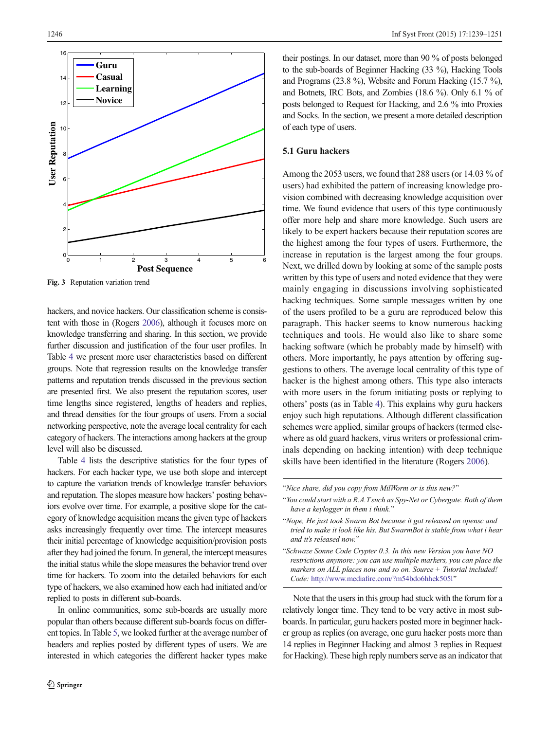Fig. 3 Reputation variation trend

hackers, and novice hackers. Our classification scheme is consistent with those in (Rogers 2006), although it focuses more on knowledge transferring and sharing. In this section, we provide further discussion and justification of the four user profiles. In Table 4 we present more user characteristics based on different groups. Note that regression results on the knowledge transfer patterns and reputation trends discussed in the previous section are presented first. We also present the reputation scores, user time lengths since registered, lengths of headers and replies, and thread densities for the four groups of users. From a social networking perspective, note the average local centrality for each category of hackers. The interactions among hackers at the group level will also be discussed.

Table 4 lists the descriptive statistics for the four types of hackers. For each hacker type, we use both slope and intercept to capture the variation trends of knowledge transfer behaviors and reputation. The slopes measure how hackers' posting behaviors evolve over time. For example, a positive slope for the category of knowledge acquisition means the given type of hackers asks increasingly frequently over time. The intercept measures their initial percentage of knowledge acquisition/provision posts after they had joined the forum. In general, the intercept measures the initial status while the slope measures the behavior trend over time for hackers. To zoom into the detailed behaviors for each type of hackers, we also examined how each had initiated and/or replied to posts in different sub-boards.

In online communities, some sub-boards are usually more popular than others because different sub-boards focus on different topics. In Table 5, we looked further at the average number of headers and replies posted by different types of users. We are interested in which categories the different hacker types make their postings. In our dataset, more than 90 % of posts belonged to the sub-boards of Beginner Hacking (33 %), Hacking Tools and Programs (23.8 %), Website and Forum Hacking (15.7 %), and Botnets, IRC Bots, and Zombies (18.6 %). Only 6.1 % of posts belonged to Request for Hacking, and 2.6 % into Proxies and Socks. In the section, we present a more detailed description of each type of users.

### 5.1 Guru hackers

Among the 2053 users, we found that 288 users (or 14.03 % of users) had exhibited the pattern of increasing knowledge provision combined with decreasing knowledge acquisition over time. We found evidence that users of this type continuously offer more help and share more knowledge. Such users are likely to be expert hackers because their reputation scores are the highest among the four types of users. Furthermore, the increase in reputation is the largest among the four groups. Next, we drilled down by looking at some of the sample posts written by this type of users and noted evidence that they were mainly engaging in discussions involving sophisticated hacking techniques. Some sample messages written by one of the users profiled to be a guru are reproduced below this paragraph. This hacker seems to know numerous hacking techniques and tools. He would also like to share some hacking software (which he probably made by himself) with others. More importantly, he pays attention by offering suggestions to others. The average local centrality of this type of hacker is the highest among others. This type also interacts with more users in the forum initiating posts or replying to others' posts (as in Table 4). This explains why guru hackers enjoy such high reputations. Although different classification schemes were applied, similar groups of hackers (termed elsewhere as old guard hackers, virus writers or professional criminals depending on hacking intention) with deep technique skills have been identified in the literature (Rogers 2006).

---

"*Nice share, did you copy from MilWorm or is this new?*"

"*You could start with a R.A.T such as Spy-Net or Cybergate. Both of them have a keylogger in them i think.*"

"*Nope, He just took Swarm Bot because it got released on opensc and tried to make it look like his. But SwarmBot is stable from what i hear and it's released now.*"

"*Schwaze Sonne Code Crypter 0.3. In this new Version you have NO restrictions anymore: you can use multiple markers, you can place the markers on ALL places now and so on. Source + Tutorial included! Code:* http://www.mediafire.com/?m54bdo6hhek505l"

---

Note that the users in this group had stuck with the forum for a relatively longer time. They tend to be very active in most sub-boards. In particular, guru hackers posted more in beginner hacker group as replies (on average, one guru hacker posts more than 14 replies in Beginner Hacking and almost 3 replies in Request for Hacking). These high reply numbers serve as an indicator that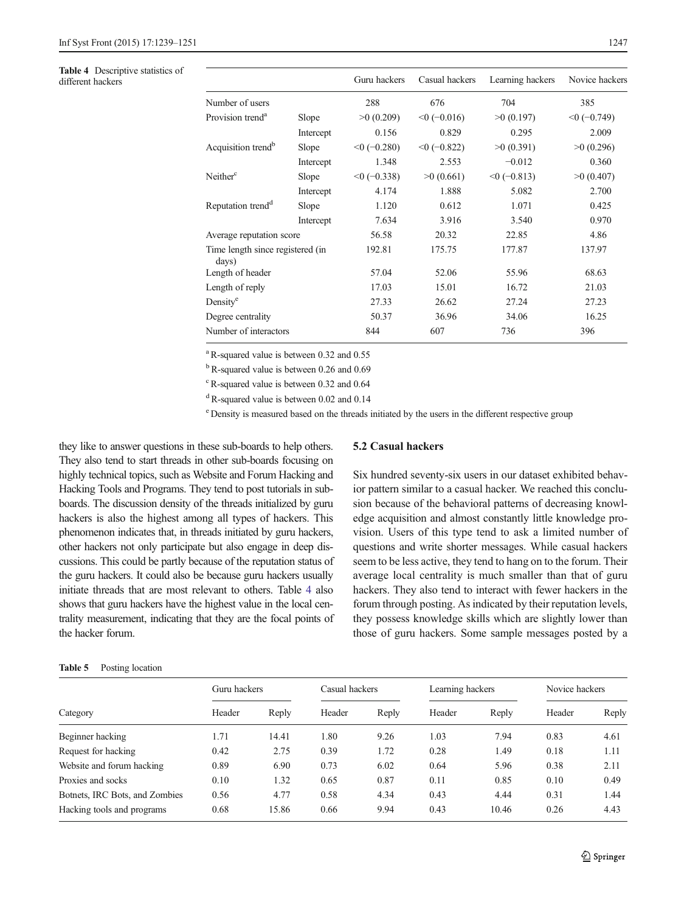**Table 4** Descriptive statistics of different hackers

| | | Guru hackers | Casual hackers | Learning hackers | Novice hackers |
|---|---|---|---|---|---|
| Number of users | | 288 | 676 | 704 | 385 |
| Provision trend[a] | Slope | >0 (0.209) | <0 (−0.016) | >0 (0.197) | <0 (−0.749) |
| | Intercept | 0.156 | 0.829 | 0.295 | 2.009 |
| Acquisition trend[b] | Slope | <0 (−0.280) | <0 (−0.822) | >0 (0.391) | >0 (0.296) |
| | Intercept | 1.348 | 2.553 | −0.012 | 0.360 |
| Neither[c] | Slope | <0 (−0.338) | >0 (0.661) | <0 (−0.813) | >0 (0.407) |
| | Intercept | 4.174 | 1.888 | 5.082 | 2.700 |
| Reputation trend[d] | Slope | 1.120 | 0.612 | 1.071 | 0.425 |
| | Intercept | 7.634 | 3.916 | 3.540 | 0.970 |
| Average reputation score | | 56.58 | 20.32 | 22.85 | 4.86 |
| Time length since registered (in days) | | 192.81 | 175.75 | 177.87 | 137.97 |
| Length of header | | 57.04 | 52.06 | 55.96 | 68.63 |
| Length of reply | | 17.03 | 15.01 | 16.72 | 21.03 |
| Density[e] | | 27.33 | 26.62 | 27.24 | 27.23 |
| Degree centrality | | 50.37 | 36.96 | 34.06 | 16.25 |
| Number of interactors | | 844 | 607 | 736 | 396 |

[a] R-squared value is between 0.32 and 0.55

[b] R-squared value is between 0.26 and 0.69

[c] R-squared value is between 0.32 and 0.64

[d] R-squared value is between 0.02 and 0.14

[e] Density is measured based on the threads initiated by the users in the different respective group

they like to answer questions in these sub-boards to help others. They also tend to start threads in other sub-boards focusing on highly technical topics, such as Website and Forum Hacking and Hacking Tools and Programs. They tend to post tutorials in sub-boards. The discussion density of the threads initialized by guru hackers is also the highest among all types of hackers. This phenomenon indicates that, in threads initiated by guru hackers, other hackers not only participate but also engage in deep discussions. This could be partly because of the reputation status of the guru hackers. It could also be because guru hackers usually initiate threads that are most relevant to others. Table 4 also shows that guru hackers have the highest value in the local centrality measurement, indicating that they are the focal points of the hacker forum.

### 5.2 Casual hackers

Six hundred seventy-six users in our dataset exhibited behavior pattern similar to a casual hacker. We reached this conclusion because of the behavioral patterns of decreasing knowledge acquisition and almost constantly little knowledge provision. Users of this type tend to ask a limited number of questions and write shorter messages. While casual hackers seem to be less active, they tend to hang on to the forum. Their average local centrality is much smaller than that of guru hackers. They also tend to interact with fewer hackers in the forum through posting. As indicated by their reputation levels, they possess knowledge skills which are slightly lower than those of guru hackers. Some sample messages posted by a

**Table 5** Posting location

| Category | Guru hackers | | Casual hackers | | Learning hackers | | Novice hackers | |
|---|---|---|---|---|---|---|---|---|
| | Header | Reply | Header | Reply | Header | Reply | Header | Reply |
| Beginner hacking | 1.71 | 14.41 | 1.80 | 9.26 | 1.03 | 7.94 | 0.83 | 4.61 |
| Request for hacking | 0.42 | 2.75 | 0.39 | 1.72 | 0.28 | 1.49 | 0.18 | 1.11 |
| Website and forum hacking | 0.89 | 6.90 | 0.73 | 6.02 | 0.64 | 5.96 | 0.38 | 2.11 |
| Proxies and socks | 0.10 | 1.32 | 0.65 | 0.87 | 0.11 | 0.85 | 0.10 | 0.49 |
| Botnets, IRC Bots, and Zombies | 0.56 | 4.77 | 0.58 | 4.34 | 0.43 | 4.44 | 0.31 | 1.44 |
| Hacking tools and programs | 0.68 | 15.86 | 0.66 | 9.94 | 0.43 | 10.46 | 0.26 | 4.43 |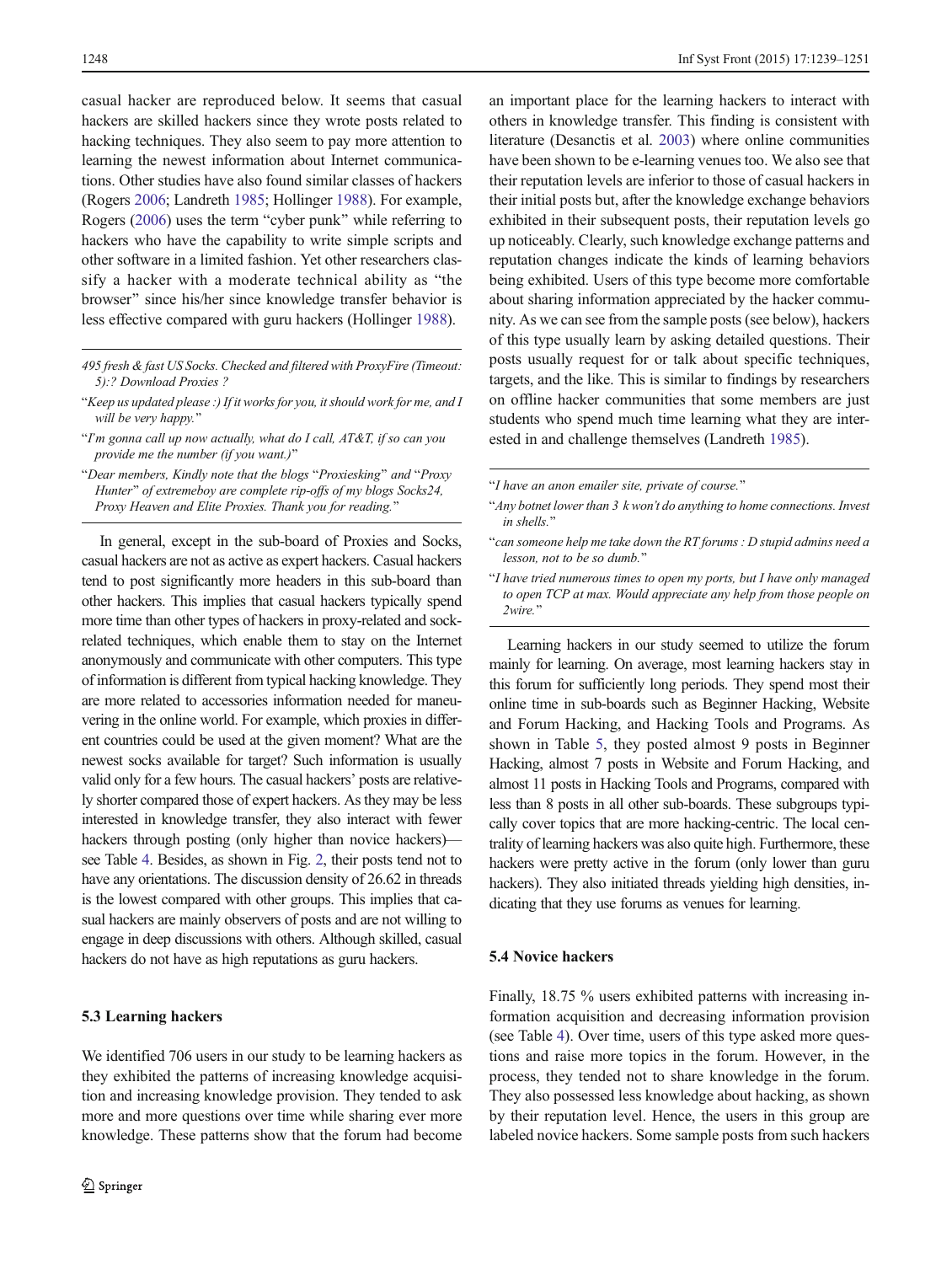casual hacker are reproduced below. It seems that casual hackers are skilled hackers since they wrote posts related to hacking techniques. They also seem to pay more attention to learning the newest information about Internet communications. Other studies have also found similar classes of hackers (Rogers 2006; Landreth 1985; Hollinger 1988). For example, Rogers (2006) uses the term "cyber punk" while referring to hackers who have the capability to write simple scripts and other software in a limited fashion. Yet other researchers classify a hacker with a moderate technical ability as "the browser" since his/her since knowledge transfer behavior is less effective compared with guru hackers (Hollinger 1988).

---

*495 fresh & fast US Socks. Checked and filtered with ProxyFire (Timeout: 5):? Download Proxies ?*

"*Keep us updated please :) If it works for you, it should work for me, and I will be very happy.*"

"*I'm gonna call up now actually, what do I call, AT&T, if so can you provide me the number (if you want.)*"

"*Dear members, Kindly note that the blogs* "*Proxiesking*" *and* "*Proxy Hunter*" *of extremeboy are complete rip-offs of my blogs Socks24, Proxy Heaven and Elite Proxies. Thank you for reading.*"

---

In general, except in the sub-board of Proxies and Socks, casual hackers are not as active as expert hackers. Casual hackers tend to post significantly more headers in this sub-board than other hackers. This implies that casual hackers typically spend more time than other types of hackers in proxy-related and sock-related techniques, which enable them to stay on the Internet anonymously and communicate with other computers. This type of information is different from typical hacking knowledge. They are more related to accessories information needed for maneuvering in the online world. For example, which proxies in different countries could be used at the given moment? What are the newest socks available for target? Such information is usually valid only for a few hours. The casual hackers' posts are relatively shorter compared those of expert hackers. As they may be less interested in knowledge transfer, they also interact with fewer hackers through posting (only higher than novice hackers)—see Table 4. Besides, as shown in Fig. 2, their posts tend not to have any orientations. The discussion density of 26.62 in threads is the lowest compared with other groups. This implies that casual hackers are mainly observers of posts and are not willing to engage in deep discussions with others. Although skilled, casual hackers do not have as high reputations as guru hackers.

### 5.3 Learning hackers

We identified 706 users in our study to be learning hackers as they exhibited the patterns of increasing knowledge acquisition and increasing knowledge provision. They tended to ask more and more questions over time while sharing ever more knowledge. These patterns show that the forum had become an important place for the learning hackers to interact with others in knowledge transfer. This finding is consistent with literature (Desanctis et al. 2003) where online communities have been shown to be e-learning venues too. We also see that their reputation levels are inferior to those of casual hackers in their initial posts but, after the knowledge exchange behaviors exhibited in their subsequent posts, their reputation levels go up noticeably. Clearly, such knowledge exchange patterns and reputation changes indicate the kinds of learning behaviors being exhibited. Users of this type become more comfortable about sharing information appreciated by the hacker community. As we can see from the sample posts (see below), hackers of this type usually learn by asking detailed questions. Their posts usually request for or talk about specific techniques, targets, and the like. This is similar to findings by researchers on offline hacker communities that some members are just students who spend much time learning what they are interested in and challenge themselves (Landreth 1985).

---

"*I have an anon emailer site, private of course.*"

"*Any botnet lower than 3 k won't do anything to home connections. Invest in shells.*"

"*can someone help me take down the RT forums : D stupid admins need a lesson, not to be so dumb.*"

"*I have tried numerous times to open my ports, but I have only managed to open TCP at max. Would appreciate any help from those people on 2wire.*"

---

Learning hackers in our study seemed to utilize the forum mainly for learning. On average, most learning hackers stay in this forum for sufficiently long periods. They spend most their online time in sub-boards such as Beginner Hacking, Website and Forum Hacking, and Hacking Tools and Programs. As shown in Table 5, they posted almost 9 posts in Beginner Hacking, almost 7 posts in Website and Forum Hacking, and almost 11 posts in Hacking Tools and Programs, compared with less than 8 posts in all other sub-boards. These subgroups typically cover topics that are more hacking-centric. The local centrality of learning hackers was also quite high. Furthermore, these hackers were pretty active in the forum (only lower than guru hackers). They also initiated threads yielding high densities, indicating that they use forums as venues for learning.

### 5.4 Novice hackers

Finally, 18.75 % users exhibited patterns with increasing information acquisition and decreasing information provision (see Table 4). Over time, users of this type asked more questions and raise more topics in the forum. However, in the process, they tended not to share knowledge in the forum. They also possessed less knowledge about hacking, as shown by their reputation level. Hence, the users in this group are labeled novice hackers. Some sample posts from such hackers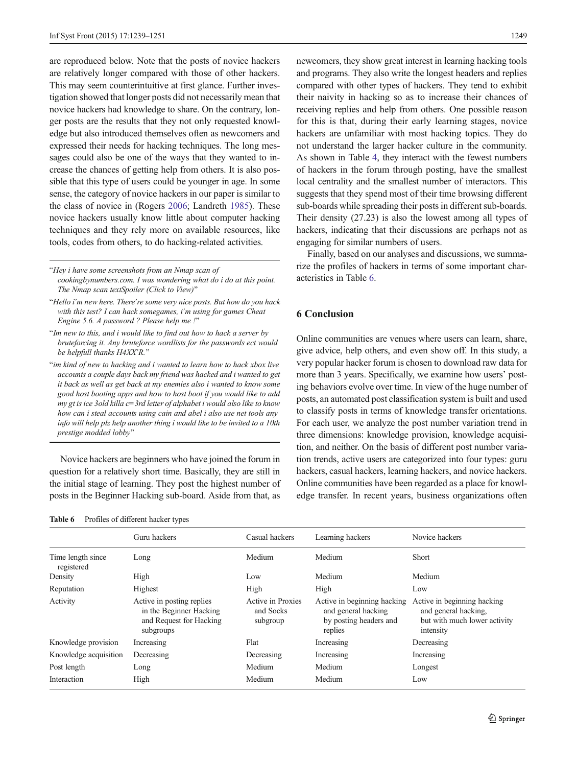are reproduced below. Note that the posts of novice hackers are relatively longer compared with those of other hackers. This may seem counterintuitive at first glance. Further investigation showed that longer posts did not necessarily mean that novice hackers had knowledge to share. On the contrary, longer posts are the results that they not only requested knowledge but also introduced themselves often as newcomers and expressed their needs for hacking techniques. The long messages could also be one of the ways that they wanted to increase the chances of getting help from others. It is also possible that this type of users could be younger in age. In some sense, the category of novice hackers in our paper is similar to the class of novice in (Rogers 2006; Landreth 1985). These novice hackers usually know little about computer hacking techniques and they rely more on available resources, like tools, codes from others, to do hacking-related activities.

---

"*Hey i have some screenshots from an Nmap scan of cookingbynumbers.com. I was wondering what do i do at this point. The Nmap scan textSpoiler (Click to View)*"

"*Hello i'm new here. There're some very nice posts. But how do you hack with this test? I can hack somegames, i'm using for games Cheat Engine 5.6. A password ? Please help me !*"

"*Im new to this, and i would like to find out how to hack a server by bruteforcing it. Any bruteforce wordlists for the passwords ect would be helpfull thanks H4XX'R.*"

"*im kind of new to hacking and i wanted to learn how to hack xbox live accounts a couple days back my friend was hacked and i wanted to get it back as well as get back at my enemies also i wanted to know some good host booting apps and how to host boot if you would like to add my gt is ice 3old killa c= 3rd letter of alphabet i would also like to know how can i steal accounts using cain and abel i also use net tools any info will help plz help another thing i would like to be invited to a 10th prestige modded lobby*"

---

Novice hackers are beginners who have joined the forum in question for a relatively short time. Basically, they are still in the initial stage of learning. They post the highest number of posts in the Beginner Hacking sub-board. Aside from that, as newcomers, they show great interest in learning hacking tools and programs. They also write the longest headers and replies compared with other types of hackers. They tend to exhibit their naivity in hacking so as to increase their chances of receiving replies and help from others. One possible reason for this is that, during their early learning stages, novice hackers are unfamiliar with most hacking topics. They do not understand the larger hacker culture in the community. As shown in Table 4, they interact with the fewest numbers of hackers in the forum through posting, have the smallest local centrality and the smallest number of interactors. This suggests that they spend most of their time browsing different sub-boards while spreading their posts in different sub-boards. Their density (27.23) is also the lowest among all types of hackers, indicating that their discussions are perhaps not as engaging for similar numbers of users.

Finally, based on our analyses and discussions, we summarize the profiles of hackers in terms of some important characteristics in Table 6.

## 6 Conclusion

Online communities are venues where users can learn, share, give advice, help others, and even show off. In this study, a very popular hacker forum is chosen to download raw data for more than 3 years. Specifically, we examine how users' posting behaviors evolve over time. In view of the huge number of posts, an automated post classification system is built and used to classify posts in terms of knowledge transfer orientations. For each user, we analyze the post number variation trend in three dimensions: knowledge provision, knowledge acquisition, and neither. On the basis of different post number variation trends, active users are categorized into four types: guru hackers, casual hackers, learning hackers, and novice hackers. Online communities have been regarded as a place for knowledge transfer. In recent years, business organizations often

**Table 6** Profiles of different hacker types

| | Guru hackers | Casual hackers | Learning hackers | Novice hackers |
|---|---|---|---|---|
| Time length since registered | Long | Medium | Medium | Short |
| Density | High | Low | Medium | Medium |
| Reputation | Highest | High | High | Low |
| Activity | Active in posting replies in the Beginner Hacking and Request for Hacking subgroups | Active in Proxies and Socks subgroup | Active in beginning hacking and general hacking by posting headers and replies | Active in beginning hacking and general hacking, but with much lower activity intensity |
| Knowledge provision | Increasing | Flat | Increasing | Decreasing |
| Knowledge acquisition | Decreasing | Decreasing | Increasing | Increasing |
| Post length | Long | Medium | Medium | Longest |
| Interaction | High | Medium | Medium | Low |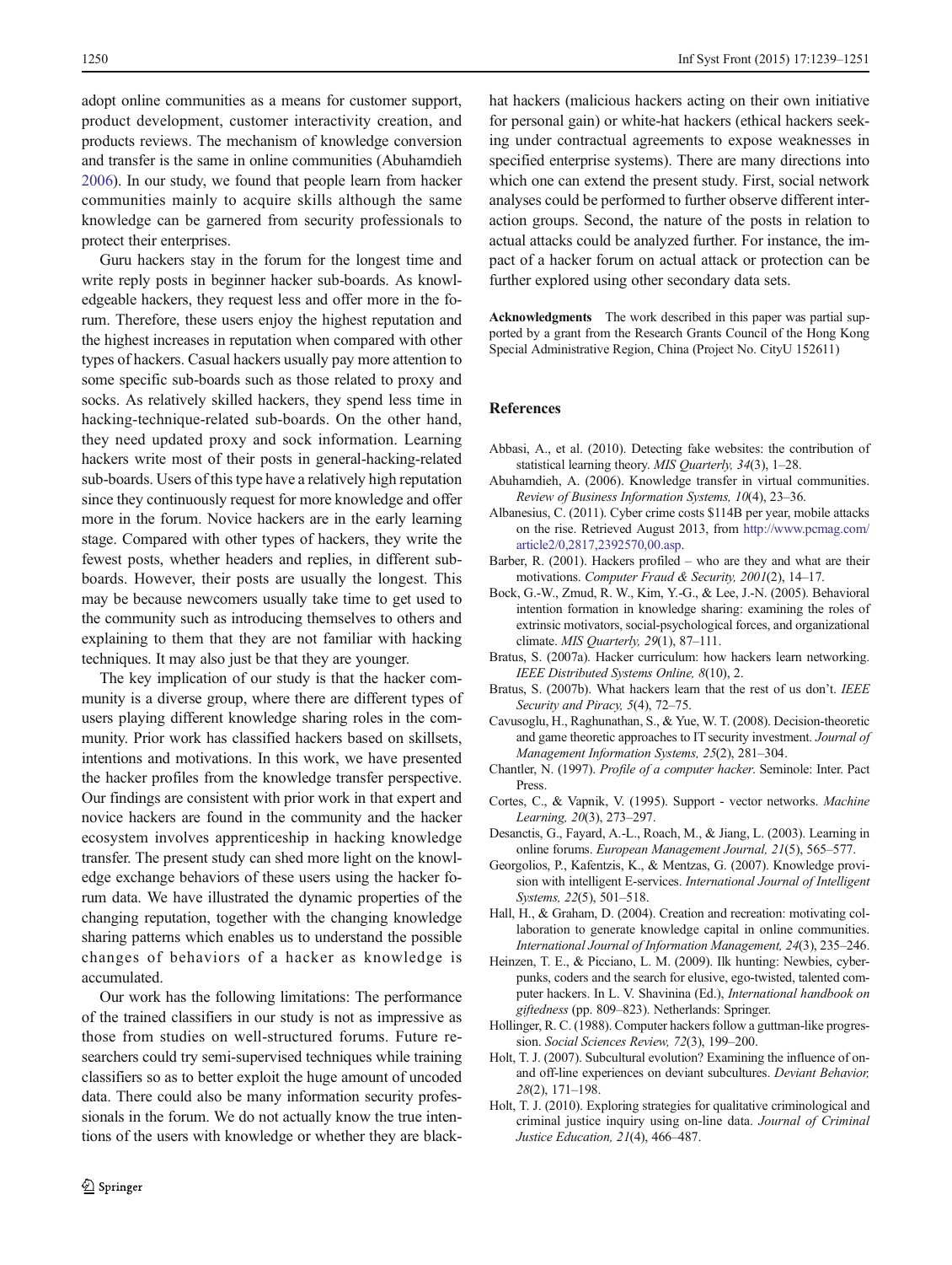adopt online communities as a means for customer support, product development, customer interactivity creation, and products reviews. The mechanism of knowledge conversion and transfer is the same in online communities (Abuhamdieh 2006). In our study, we found that people learn from hacker communities mainly to acquire skills although the same knowledge can be garnered from security professionals to protect their enterprises.

Guru hackers stay in the forum for the longest time and write reply posts in beginner hacker sub-boards. As knowledgeable hackers, they request less and offer more in the forum. Therefore, these users enjoy the highest reputation and the highest increases in reputation when compared with other types of hackers. Casual hackers usually pay more attention to some specific sub-boards such as those related to proxy and socks. As relatively skilled hackers, they spend less time in hacking-technique-related sub-boards. On the other hand, they need updated proxy and sock information. Learning hackers write most of their posts in general-hacking-related sub-boards. Users of this type have a relatively high reputation since they continuously request for more knowledge and offer more in the forum. Novice hackers are in the early learning stage. Compared with other types of hackers, they write the fewest posts, whether headers and replies, in different sub-boards. However, their posts are usually the longest. This may be because newcomers usually take time to get used to the community such as introducing themselves to others and explaining to them that they are not familiar with hacking techniques. It may also just be that they are younger.

The key implication of our study is that the hacker community is a diverse group, where there are different types of users playing different knowledge sharing roles in the community. Prior work has classified hackers based on skillsets, intentions and motivations. In this work, we have presented the hacker profiles from the knowledge transfer perspective. Our findings are consistent with prior work in that expert and novice hackers are found in the community and the hacker ecosystem involves apprenticeship in hacking knowledge transfer. The present study can shed more light on the knowledge exchange behaviors of these users using the hacker forum data. We have illustrated the dynamic properties of the changing reputation, together with the changing knowledge sharing patterns which enables us to understand the possible changes of behaviors of a hacker as knowledge is accumulated.

Our work has the following limitations: The performance of the trained classifiers in our study is not as impressive as those from studies on well-structured forums. Future researchers could try semi-supervised techniques while training classifiers so as to better exploit the huge amount of uncoded data. There could also be many information security professionals in the forum. We do not actually know the true intentions of the users with knowledge or whether they are black-hat hackers (malicious hackers acting on their own initiative for personal gain) or white-hat hackers (ethical hackers seeking under contractual agreements to expose weaknesses in specified enterprise systems). There are many directions into which one can extend the present study. First, social network analyses could be performed to further observe different interaction groups. Second, the nature of the posts in relation to actual attacks could be analyzed further. For instance, the impact of a hacker forum on actual attack or protection can be further explored using other secondary data sets.

**Acknowledgments** The work described in this paper was partial supported by a grant from the Research Grants Council of the Hong Kong Special Administrative Region, China (Project No. CityU 152611)

## References

Abbasi, A., et al. (2010). Detecting fake websites: the contribution of statistical learning theory. *MIS Quarterly, 34*(3), 1–28.

Abuhamdieh, A. (2006). Knowledge transfer in virtual communities. *Review of Business Information Systems, 10*(4), 23–36.

Albanesius, C. (2011). Cyber crime costs $114B per year, mobile attacks on the rise. Retrieved August 2013, from http://www.pcmag.com/article2/0,2817,2392570,00.asp.

Barber, R. (2001). Hackers profiled – who are they and what are their motivations. *Computer Fraud & Security, 2001*(2), 14–17.

Bock, G.-W., Zmud, R. W., Kim, Y.-G., & Lee, J.-N. (2005). Behavioral intention formation in knowledge sharing: examining the roles of extrinsic motivators, social-psychological forces, and organizational climate. *MIS Quarterly, 29*(1), 87–111.

Bratus, S. (2007a). Hacker curriculum: how hackers learn networking. *IEEE Distributed Systems Online, 8*(10), 2.

Bratus, S. (2007b). What hackers learn that the rest of us don't. *IEEE Security and Piracy, 5*(4), 72–75.

Cavusoglu, H., Raghunathan, S., & Yue, W. T. (2008). Decision-theoretic and game theoretic approaches to IT security investment. *Journal of Management Information Systems, 25*(2), 281–304.

Chantler, N. (1997). *Profile of a computer hacker*. Seminole: Inter. Pact Press.

Cortes, C., & Vapnik, V. (1995). Support - vector networks. *Machine Learning, 20*(3), 273–297.

Desanctis, G., Fayard, A.-L., Roach, M., & Jiang, L. (2003). Learning in online forums. *European Management Journal, 21*(5), 565–577.

Georgolios, P., Kafentzis, K., & Mentzas, G. (2007). Knowledge provision with intelligent E-services. *International Journal of Intelligent Systems, 22*(5), 501–518.

Hall, H., & Graham, D. (2004). Creation and recreation: motivating collaboration to generate knowledge capital in online communities. *International Journal of Information Management, 24*(3), 235–246.

Heinzen, T. E., & Picciano, L. M. (2009). Ilk hunting: Newbies, cyberpunks, coders and the search for elusive, ego-twisted, talented computer hackers. In L. V. Shavinina (Ed.), *International handbook on giftedness* (pp. 809–823). Netherlands: Springer.

Hollinger, R. C. (1988). Computer hackers follow a guttman-like progression. *Social Sciences Review, 72*(3), 199–200.

Holt, T. J. (2007). Subcultural evolution? Examining the influence of on- and off-line experiences on deviant subcultures. *Deviant Behavior, 28*(2), 171–198.

Holt, T. J. (2010). Exploring strategies for qualitative criminological and criminal justice inquiry using on-line data. *Journal of Criminal Justice Education, 21*(4), 466–487.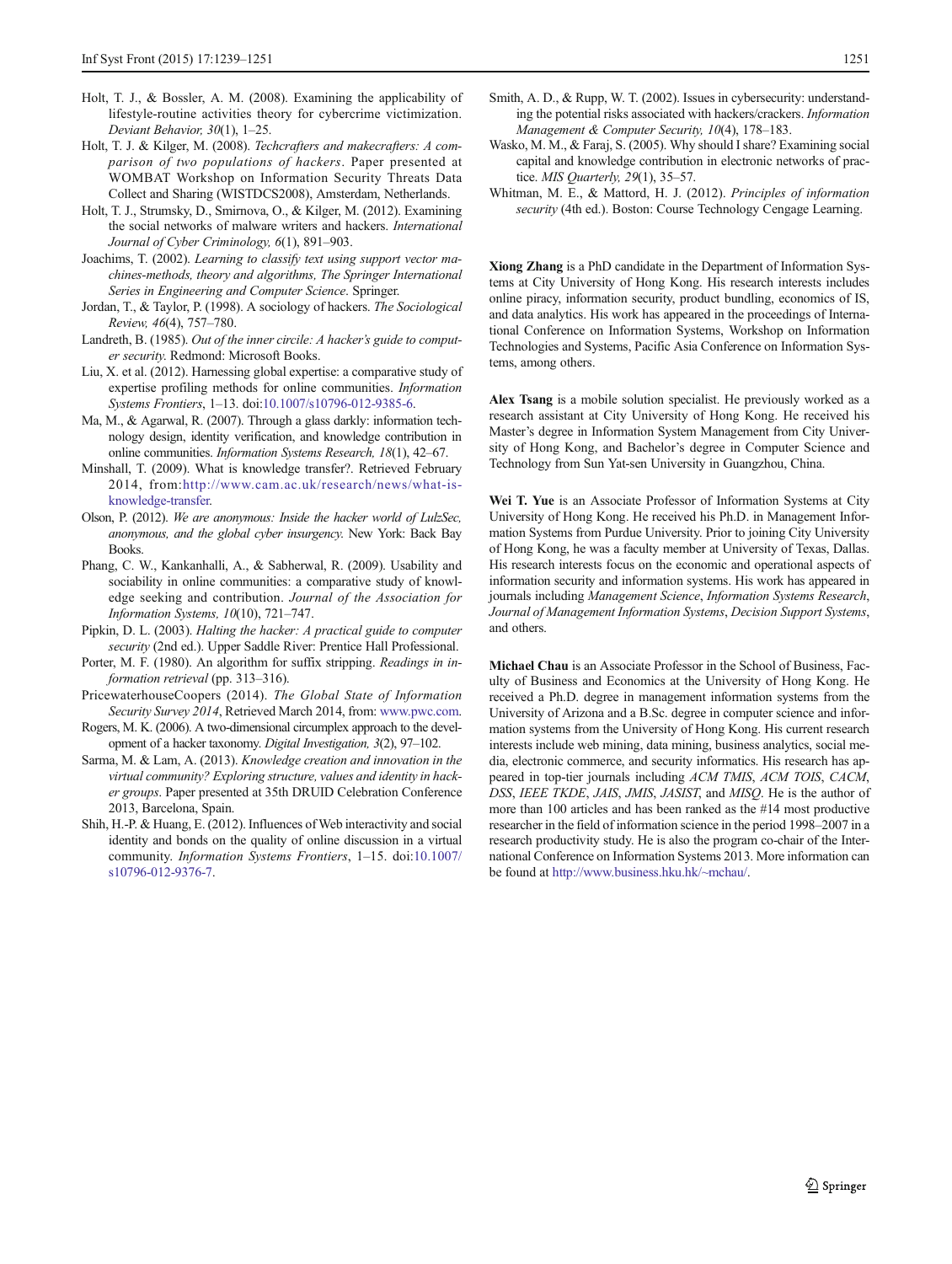- Holt, T. J., & Bossler, A. M. (2008). Examining the applicability of lifestyle-routine activities theory for cybercrime victimization. *Deviant Behavior, 30*(1), 1–25.
- Holt, T. J. & Kilger, M. (2008). *Techcrafters and makecrafters: A comparison of two populations of hackers*. Paper presented at WOMBAT Workshop on Information Security Threats Data Collect and Sharing (WISTDCS2008), Amsterdam, Netherlands.
- Holt, T. J., Strumsky, D., Smirnova, O., & Kilger, M. (2012). Examining the social networks of malware writers and hackers. *International Journal of Cyber Criminology, 6*(1), 891–903.
- Joachims, T. (2002). *Learning to classify text using support vector machines-methods, theory and algorithms, The Springer International Series in Engineering and Computer Science*. Springer.
- Jordan, T., & Taylor, P. (1998). A sociology of hackers. *The Sociological Review, 46*(4), 757–780.
- Landreth, B. (1985). *Out of the inner circle: A hacker's guide to computer security*. Redmond: Microsoft Books.
- Liu, X. et al. (2012). Harnessing global expertise: a comparative study of expertise profiling methods for online communities. *Information Systems Frontiers*, 1–13. doi:10.1007/s10796-012-9385-6.
- Ma, M., & Agarwal, R. (2007). Through a glass darkly: information technology design, identity verification, and knowledge contribution in online communities. *Information Systems Research, 18*(1), 42–67.
- Minshall, T. (2009). What is knowledge transfer?. Retrieved February 2014, from:http://www.cam.ac.uk/research/news/what-is-knowledge-transfer.
- Olson, P. (2012). *We are anonymous: Inside the hacker world of LulzSec, anonymous, and the global cyber insurgency*. New York: Back Bay Books.
- Phang, C. W., Kankanhalli, A., & Sabherwal, R. (2009). Usability and sociability in online communities: a comparative study of knowledge seeking and contribution. *Journal of the Association for Information Systems, 10*(10), 721–747.
- Pipkin, D. L. (2003). *Halting the hacker: A practical guide to computer security* (2nd ed.). Upper Saddle River: Prentice Hall Professional.
- Porter, M. F. (1980). An algorithm for suffix stripping. *Readings in information retrieval* (pp. 313–316).
- PricewaterhouseCoopers (2014). *The Global State of Information Security Survey 2014*, Retrieved March 2014, from: www.pwc.com.
- Rogers, M. K. (2006). A two-dimensional circumplex approach to the development of a hacker taxonomy. *Digital Investigation, 3*(2), 97–102.
- Sarma, M. & Lam, A. (2013). *Knowledge creation and innovation in the virtual community? Exploring structure, values and identity in hacker groups*. Paper presented at 35th DRUID Celebration Conference 2013, Barcelona, Spain.
- Shih, H.-P. & Huang, E. (2012). Influences of Web interactivity and social identity and bonds on the quality of online discussion in a virtual community. *Information Systems Frontiers*, 1–15. doi:10.1007/s10796-012-9376-7.
- Smith, A. D., & Rupp, W. T. (2002). Issues in cybersecurity: understanding the potential risks associated with hackers/crackers. *Information Management & Computer Security, 10*(4), 178–183.
- Wasko, M. M., & Faraj, S. (2005). Why should I share? Examining social capital and knowledge contribution in electronic networks of practice. *MIS Quarterly, 29*(1), 35–57.
- Whitman, M. E., & Mattord, H. J. (2012). *Principles of information security* (4th ed.). Boston: Course Technology Cengage Learning.

**Xiong Zhang** is a PhD candidate in the Department of Information Systems at City University of Hong Kong. His research interests includes online piracy, information security, product bundling, economics of IS, and data analytics. His work has appeared in the proceedings of International Conference on Information Systems, Workshop on Information Technologies and Systems, Pacific Asia Conference on Information Systems, among others.

**Alex Tsang** is a mobile solution specialist. He previously worked as a research assistant at City University of Hong Kong. He received his Master's degree in Information System Management from City University of Hong Kong, and Bachelor's degree in Computer Science and Technology from Sun Yat-sen University in Guangzhou, China.

**Wei T. Yue** is an Associate Professor of Information Systems at City University of Hong Kong. He received his Ph.D. in Management Information Systems from Purdue University. Prior to joining City University of Hong Kong, he was a faculty member at University of Texas, Dallas. His research interests focus on the economic and operational aspects of information security and information systems. His work has appeared in journals including *Management Science*, *Information Systems Research*, *Journal of Management Information Systems*, *Decision Support Systems*, and others.

**Michael Chau** is an Associate Professor in the School of Business, Faculty of Business and Economics at the University of Hong Kong. He received a Ph.D. degree in management information systems from the University of Arizona and a B.Sc. degree in computer science and information systems from the University of Hong Kong. His current research interests include web mining, data mining, business analytics, social media, electronic commerce, and security informatics. His research has appeared in top-tier journals including *ACM TMIS*, *ACM TOIS*, *CACM*, *DSS*, *IEEE TKDE*, *JAIS*, *JMIS*, *JASIST*, and *MISQ*. He is the author of more than 100 articles and has been ranked as the #14 most productive researcher in the field of information science in the period 1998–2007 in a research productivity study. He is also the program co-chair of the International Conference on Information Systems 2013. More information can be found at http://www.business.hku.hk/~mchau/.